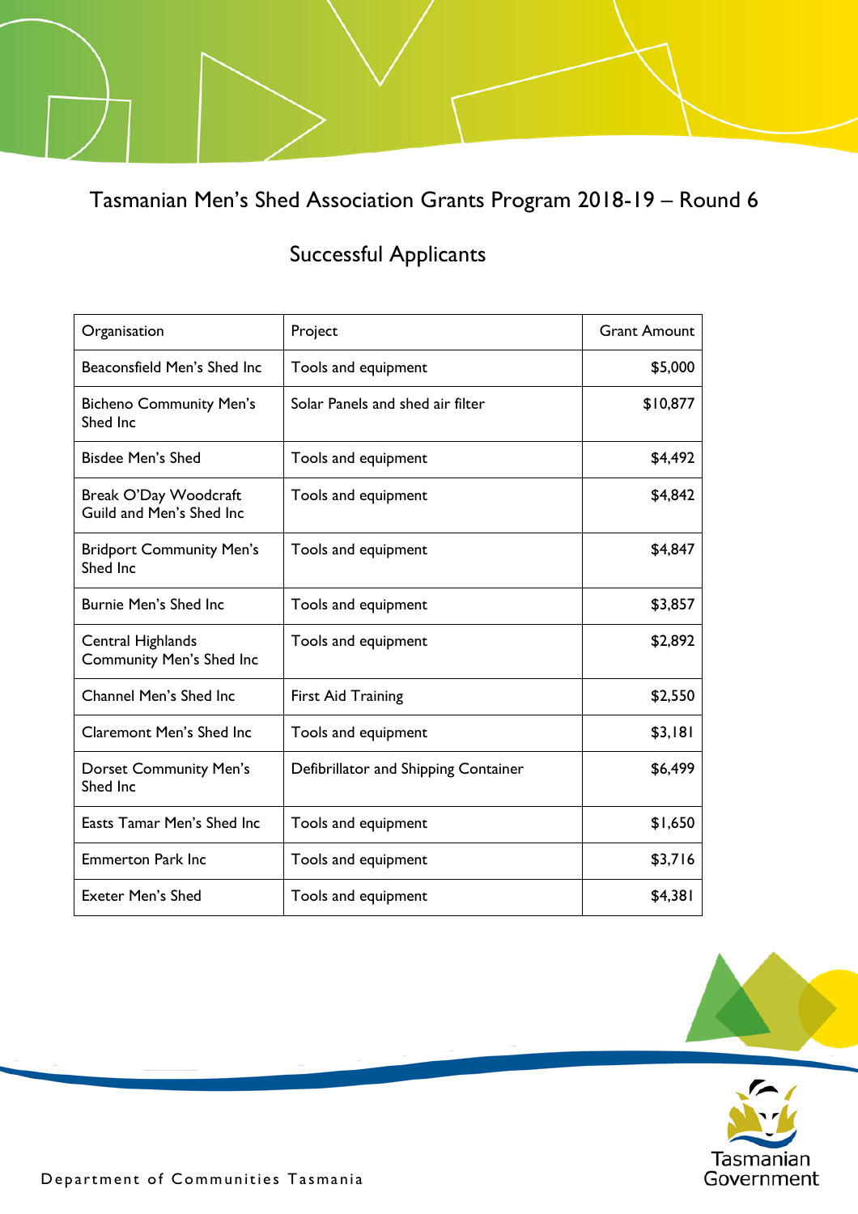# Tasmanian Men's Shed Association Grants Program 2018-19 – Round 6

## Successful Applicants

| Organisation | Project | Grant Amount |
|---|---|---|
| Beaconsfield Men's Shed Inc | Tools and equipment | $5,000 |
| Bicheno Community Men's Shed Inc | Solar Panels and shed air filter | $10,877 |
| Bisdee Men's Shed | Tools and equipment | $4,492 |
| Break O'Day Woodcraft Guild and Men's Shed Inc | Tools and equipment | $4,842 |
| Bridport Community Men's Shed Inc | Tools and equipment | $4,847 |
| Burnie Men's Shed Inc | Tools and equipment | $3,857 |
| Central Highlands Community Men's Shed Inc | Tools and equipment | $2,892 |
| Channel Men's Shed Inc | First Aid Training | $2,550 |
| Claremont Men's Shed Inc | Tools and equipment | $3,181 |
| Dorset Community Men's Shed Inc | Defibrillator and Shipping Container | $6,499 |
| Easts Tamar Men's Shed Inc | Tools and equipment | $1,650 |
| Emmerton Park Inc | Tools and equipment | $3,716 |
| Exeter Men's Shed | Tools and equipment | $4,381 |

Department of Communities Tasmania

Tasmanian Government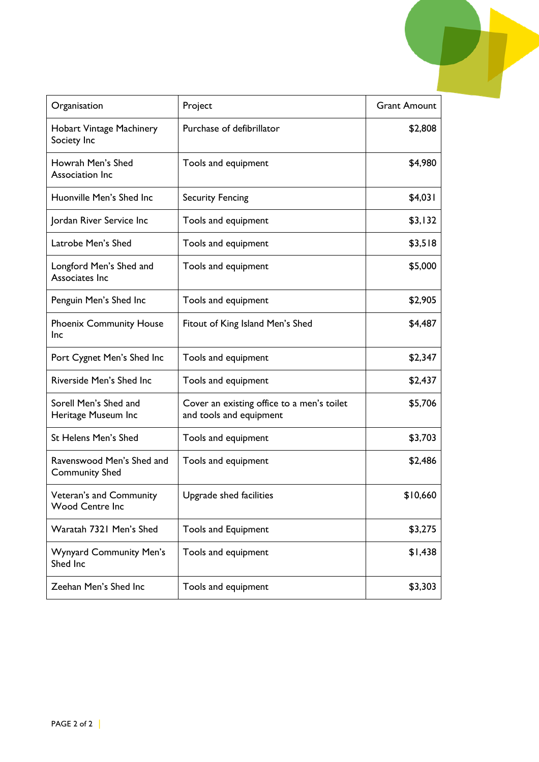| Organisation | Project | Grant Amount |
|---|---|---|
| Hobart Vintage Machinery Society Inc | Purchase of defibrillator | $2,808 |
| Howrah Men's Shed Association Inc | Tools and equipment | $4,980 |
| Huonville Men's Shed Inc | Security Fencing | $4,031 |
| Jordan River Service Inc | Tools and equipment | $3,132 |
| Latrobe Men's Shed | Tools and equipment | $3,518 |
| Longford Men's Shed and Associates Inc | Tools and equipment | $5,000 |
| Penguin Men's Shed Inc | Tools and equipment | $2,905 |
| Phoenix Community House Inc | Fitout of King Island Men's Shed | $4,487 |
| Port Cygnet Men's Shed Inc | Tools and equipment | $2,347 |
| Riverside Men's Shed Inc | Tools and equipment | $2,437 |
| Sorell Men's Shed and Heritage Museum Inc | Cover an existing office to a men's toilet and tools and equipment | $5,706 |
| St Helens Men's Shed | Tools and equipment | $3,703 |
| Ravenswood Men's Shed and Community Shed | Tools and equipment | $2,486 |
| Veteran's and Community Wood Centre Inc | Upgrade shed facilities | $10,660 |
| Waratah 7321 Men's Shed | Tools and Equipment | $3,275 |
| Wynyard Community Men's Shed Inc | Tools and equipment | $1,438 |
| Zeehan Men's Shed Inc | Tools and equipment | $3,303 |